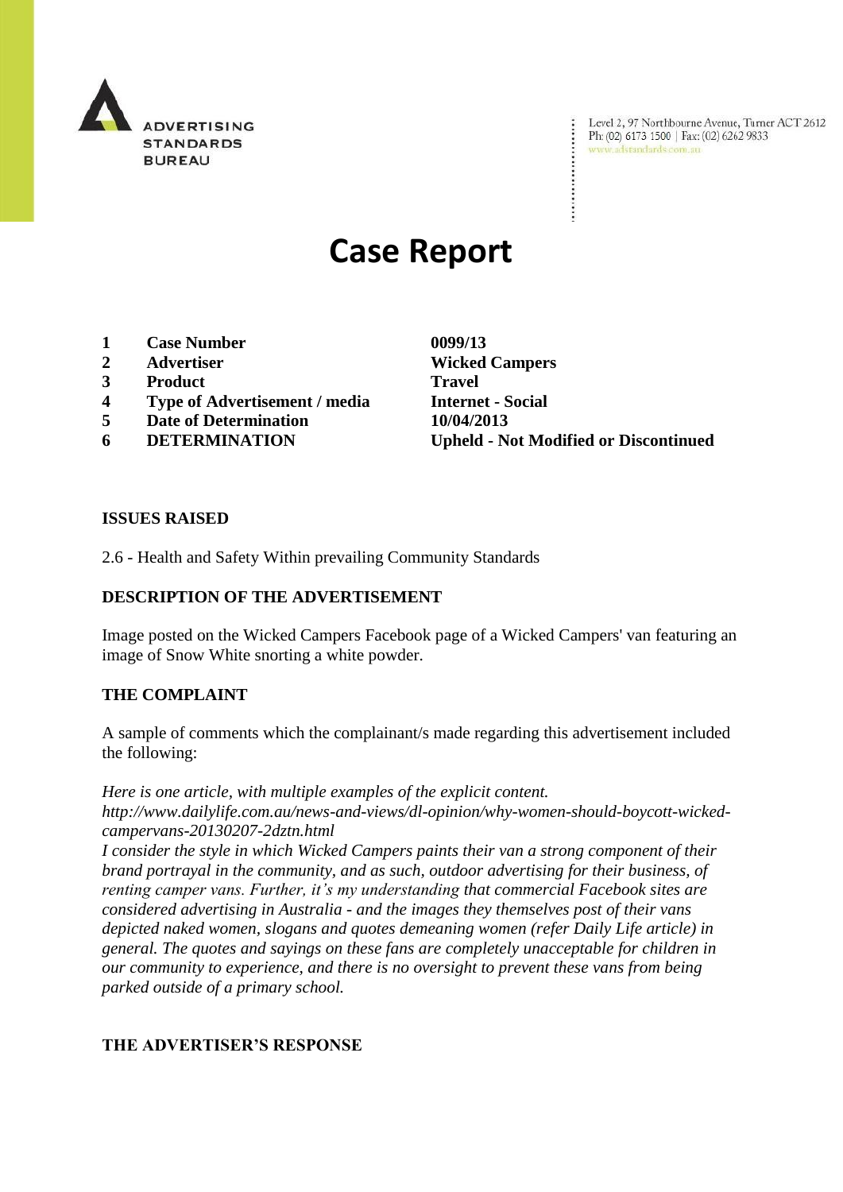ADVERTISING STANDARDS BUREAU

Level 2, 97 Northbourne Avenue, Turner ACT 2612
Ph: (02) 6173 1500 | Fax: (02) 6262 9833
www.adstandards.com.au

# Case Report

| | | |
|---|---|---|
| 1 | **Case Number** | **0099/13** |
| 2 | **Advertiser** | **Wicked Campers** |
| 3 | **Product** | **Travel** |
| 4 | **Type of Advertisement / media** | **Internet - Social** |
| 5 | **Date of Determination** | **10/04/2013** |
| 6 | **DETERMINATION** | **Upheld - Not Modified or Discontinued** |

## ISSUES RAISED

2.6 - Health and Safety Within prevailing Community Standards

## DESCRIPTION OF THE ADVERTISEMENT

Image posted on the Wicked Campers Facebook page of a Wicked Campers' van featuring an image of Snow White snorting a white powder.

## THE COMPLAINT

A sample of comments which the complainant/s made regarding this advertisement included the following:

*Here is one article, with multiple examples of the explicit content.*
*http://www.dailylife.com.au/news-and-views/dl-opinion/why-women-should-boycott-wicked-campervans-20130207-2dztn.html*
*I consider the style in which Wicked Campers paints their van a strong component of their brand portrayal in the community, and as such, outdoor advertising for their business, of renting camper vans. Further, it's my understanding that commercial Facebook sites are considered advertising in Australia - and the images they themselves post of their vans depicted naked women, slogans and quotes demeaning women (refer Daily Life article) in general. The quotes and sayings on these fans are completely unacceptable for children in our community to experience, and there is no oversight to prevent these vans from being parked outside of a primary school.*

## THE ADVERTISER'S RESPONSE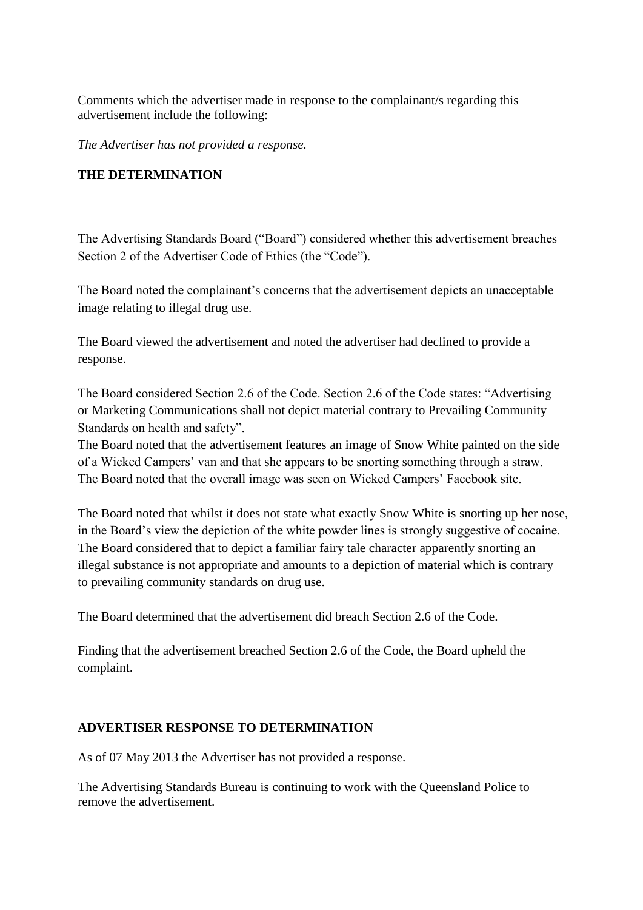Comments which the advertiser made in response to the complainant/s regarding this advertisement include the following:

*The Advertiser has not provided a response.*

**THE DETERMINATION**

The Advertising Standards Board ("Board") considered whether this advertisement breaches Section 2 of the Advertiser Code of Ethics (the "Code").

The Board noted the complainant's concerns that the advertisement depicts an unacceptable image relating to illegal drug use.

The Board viewed the advertisement and noted the advertiser had declined to provide a response.

The Board considered Section 2.6 of the Code. Section 2.6 of the Code states: "Advertising or Marketing Communications shall not depict material contrary to Prevailing Community Standards on health and safety".

The Board noted that the advertisement features an image of Snow White painted on the side of a Wicked Campers' van and that she appears to be snorting something through a straw. The Board noted that the overall image was seen on Wicked Campers' Facebook site.

The Board noted that whilst it does not state what exactly Snow White is snorting up her nose, in the Board's view the depiction of the white powder lines is strongly suggestive of cocaine. The Board considered that to depict a familiar fairy tale character apparently snorting an illegal substance is not appropriate and amounts to a depiction of material which is contrary to prevailing community standards on drug use.

The Board determined that the advertisement did breach Section 2.6 of the Code.

Finding that the advertisement breached Section 2.6 of the Code, the Board upheld the complaint.

**ADVERTISER RESPONSE TO DETERMINATION**

As of 07 May 2013 the Advertiser has not provided a response.

The Advertising Standards Bureau is continuing to work with the Queensland Police to remove the advertisement.